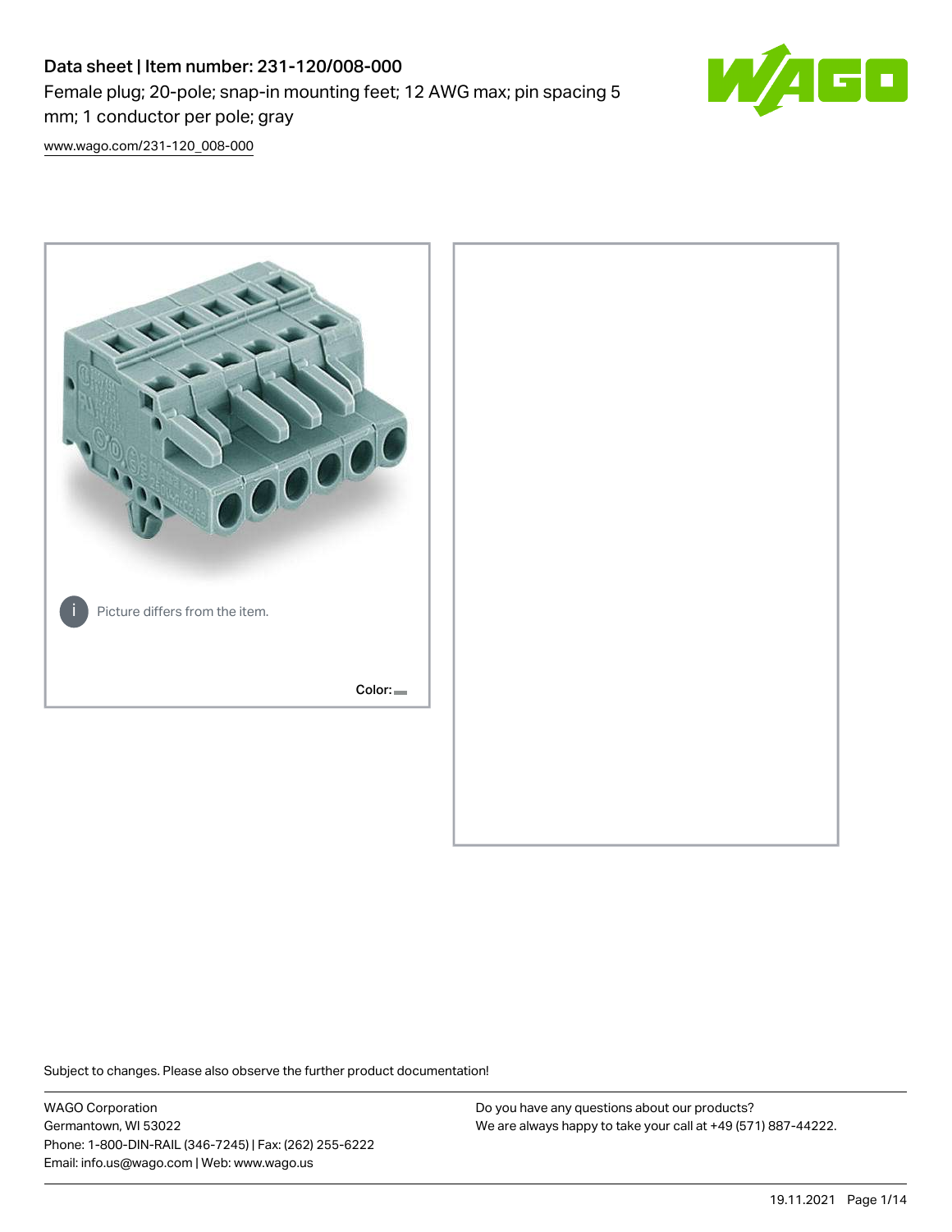# Data sheet | Item number: 231-120/008-000

Female plug; 20-pole; snap-in mounting feet; 12 AWG max; pin spacing 5 mm; 1 conductor per pole; gray

www.wago.com/231-120_008-000

Picture differs from the item.

Color:

Subject to changes. Please also observe the further product documentation!

WAGO Corporation
Germantown, WI 53022
Phone: 1-800-DIN-RAIL (346-7245) | Fax: (262) 255-6222
Email: info.us@wago.com | Web: www.wago.us

Do you have any questions about our products?
We are always happy to take your call at +49 (571) 887-44222.

19.11.2021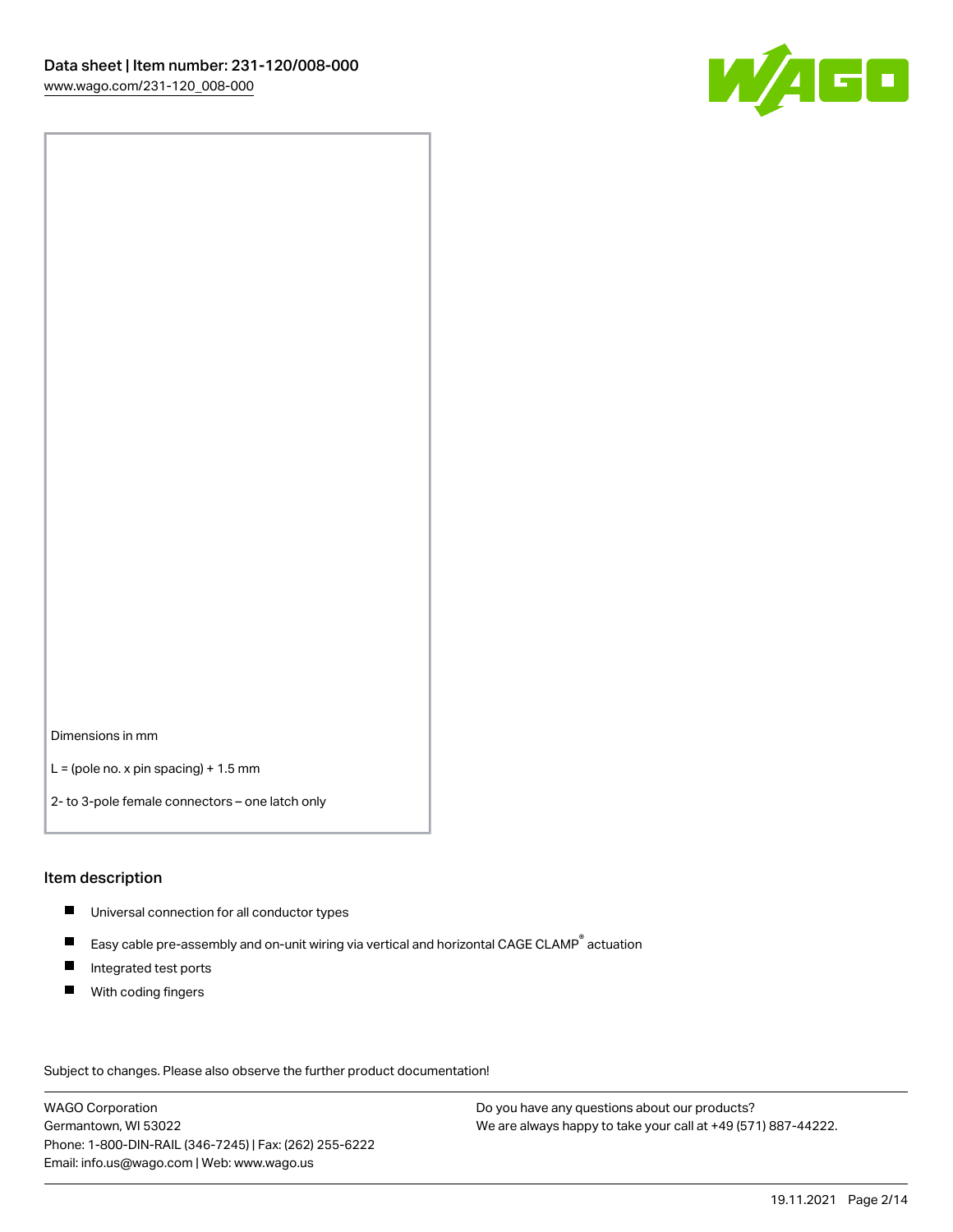Dimensions in mm

L = (pole no. x pin spacing) + 1.5 mm

2- to 3-pole female connectors – one latch only

## Item description

- Universal connection for all conductor types
- Easy cable pre-assembly and on-unit wiring via vertical and horizontal CAGE CLAMP® actuation
- Integrated test ports
- With coding fingers

Subject to changes. Please also observe the further product documentation!

WAGO Corporation
Germantown, WI 53022
Phone: 1-800-DIN-RAIL (346-7245) | Fax: (262) 255-6222
Email: info.us@wago.com | Web: www.wago.us

Do you have any questions about our products?
We are always happy to take your call at +49 (571) 887-44222.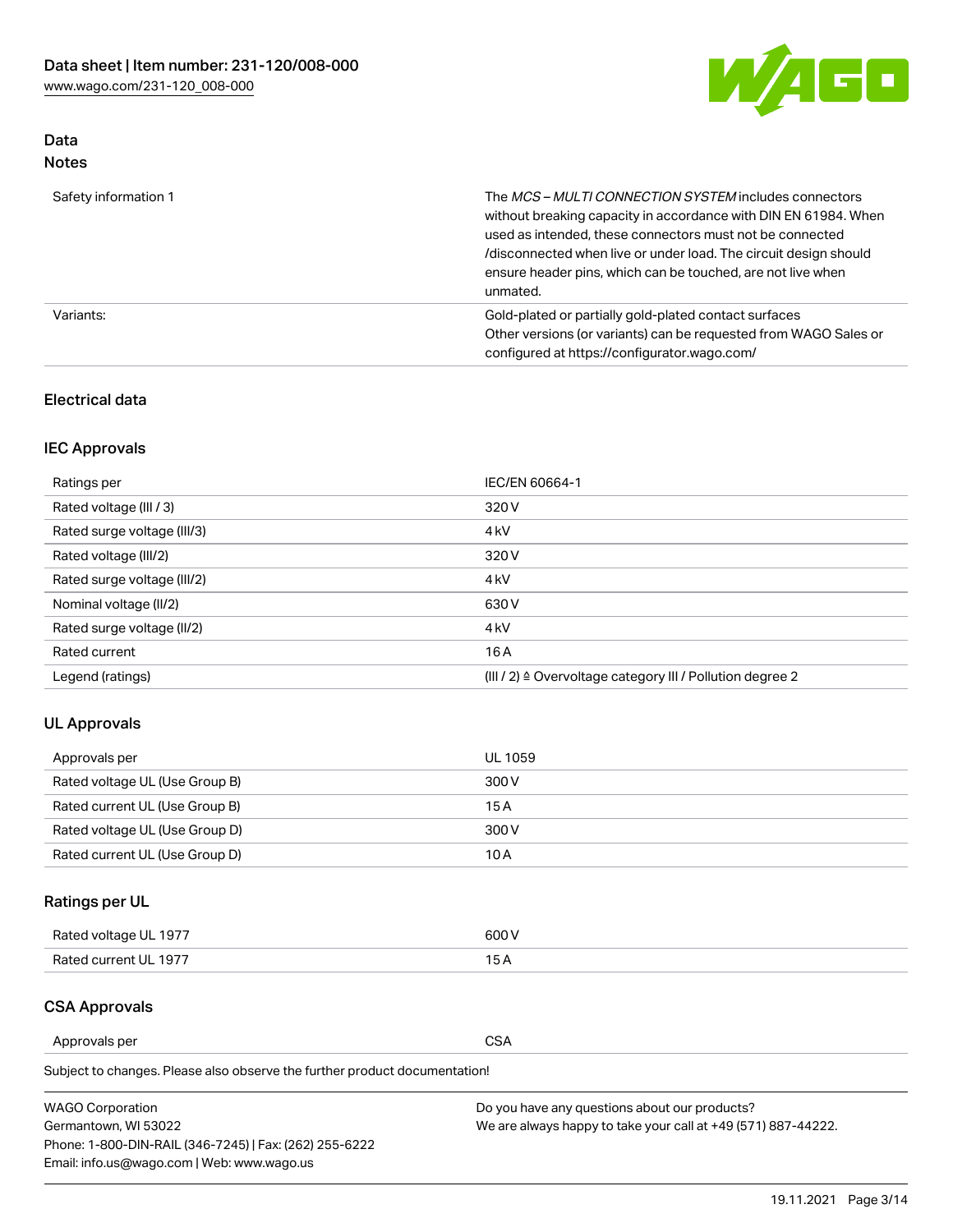## Data
### Notes

| | |
|---|---|
| Safety information 1 | The *MCS – MULTI CONNECTION SYSTEM* includes connectors without breaking capacity in accordance with DIN EN 61984. When used as intended, these connectors must not be connected /disconnected when live or under load. The circuit design should ensure header pins, which can be touched, are not live when unmated. |
| Variants: | Gold-plated or partially gold-plated contact surfaces Other versions (or variants) can be requested from WAGO Sales or configured at https://configurator.wago.com/ |

## Electrical data

### IEC Approvals

| | |
|---|---|
| Ratings per | IEC/EN 60664-1 |
| Rated voltage (III / 3) | 320 V |
| Rated surge voltage (III/3) | 4 kV |
| Rated voltage (III/2) | 320 V |
| Rated surge voltage (III/2) | 4 kV |
| Nominal voltage (II/2) | 630 V |
| Rated surge voltage (II/2) | 4 kV |
| Rated current | 16 A |
| Legend (ratings) | (III / 2) ≙ Overvoltage category III / Pollution degree 2 |

### UL Approvals

| | |
|---|---|
| Approvals per | UL 1059 |
| Rated voltage UL (Use Group B) | 300 V |
| Rated current UL (Use Group B) | 15 A |
| Rated voltage UL (Use Group D) | 300 V |
| Rated current UL (Use Group D) | 10 A |

### Ratings per UL

| | |
|---|---|
| Rated voltage UL 1977 | 600 V |
| Rated current UL 1977 | 15 A |

### CSA Approvals

| | |
|---|---|
| Approvals per | CSA |

Subject to changes. Please also observe the further product documentation!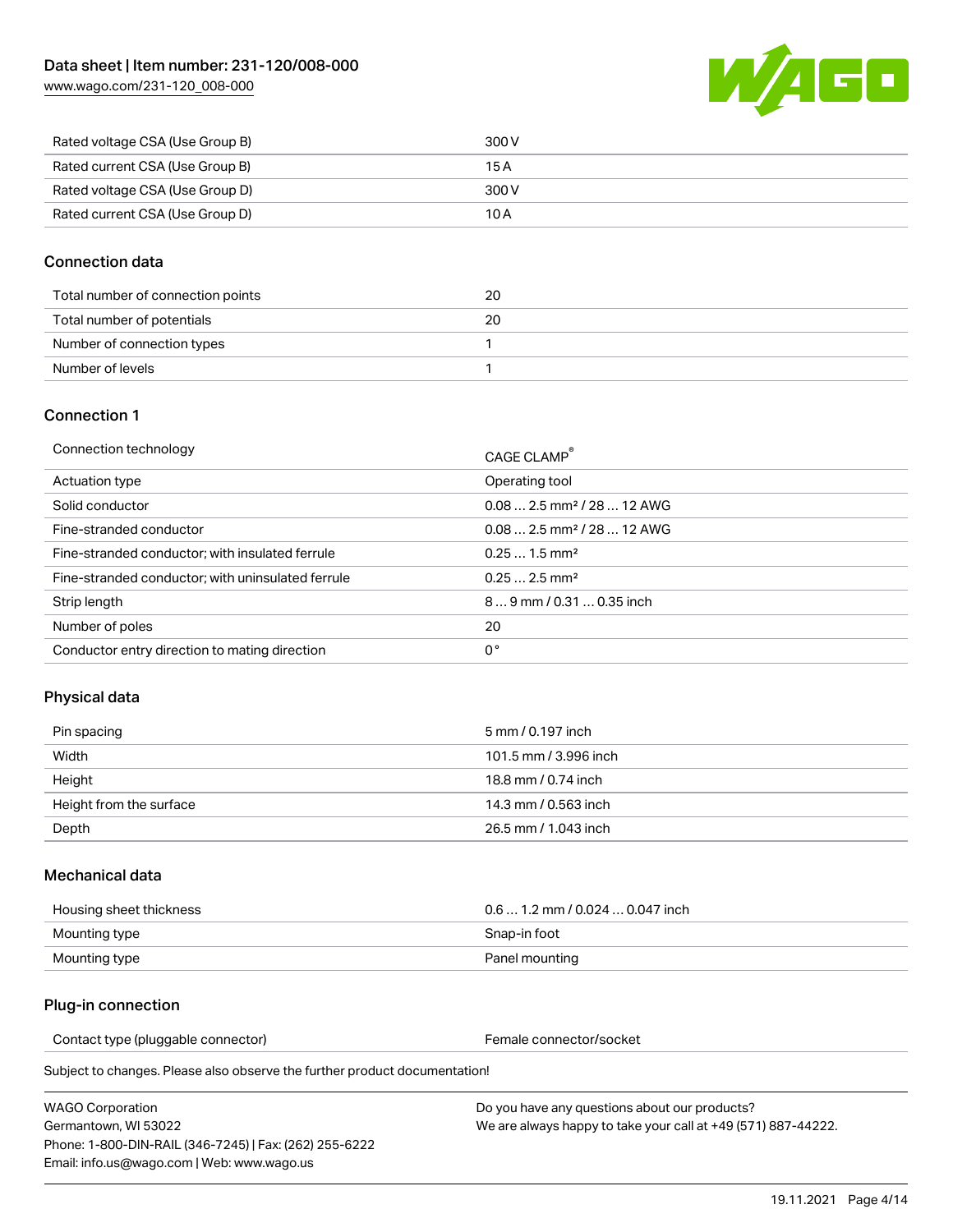| | |
|---|---|
| Rated voltage CSA (Use Group B) | 300 V |
| Rated current CSA (Use Group B) | 15 A |
| Rated voltage CSA (Use Group D) | 300 V |
| Rated current CSA (Use Group D) | 10 A |

## Connection data

| | |
|---|---|
| Total number of connection points | 20 |
| Total number of potentials | 20 |
| Number of connection types | 1 |
| Number of levels | 1 |

## Connection 1

| | |
|---|---|
| Connection technology | CAGE CLAMP® |
| Actuation type | Operating tool |
| Solid conductor | 0.08 … 2.5 mm² / 28 … 12 AWG |
| Fine-stranded conductor | 0.08 … 2.5 mm² / 28 … 12 AWG |
| Fine-stranded conductor; with insulated ferrule | 0.25 … 1.5 mm² |
| Fine-stranded conductor; with uninsulated ferrule | 0.25 … 2.5 mm² |
| Strip length | 8 … 9 mm / 0.31 … 0.35 inch |
| Number of poles | 20 |
| Conductor entry direction to mating direction | 0 ° |

## Physical data

| | |
|---|---|
| Pin spacing | 5 mm / 0.197 inch |
| Width | 101.5 mm / 3.996 inch |
| Height | 18.8 mm / 0.74 inch |
| Height from the surface | 14.3 mm / 0.563 inch |
| Depth | 26.5 mm / 1.043 inch |

## Mechanical data

| | |
|---|---|
| Housing sheet thickness | 0.6 … 1.2 mm / 0.024 … 0.047 inch |
| Mounting type | Snap-in foot |
| Mounting type | Panel mounting |

## Plug-in connection

| | |
|---|---|
| Contact type (pluggable connector) | Female connector/socket |

Subject to changes. Please also observe the further product documentation!

WAGO Corporation
Germantown, WI 53022
Phone: 1-800-DIN-RAIL (346-7245) | Fax: (262) 255-6222
Email: info.us@wago.com | Web: www.wago.us

Do you have any questions about our products?
We are always happy to take your call at +49 (571) 887-44222.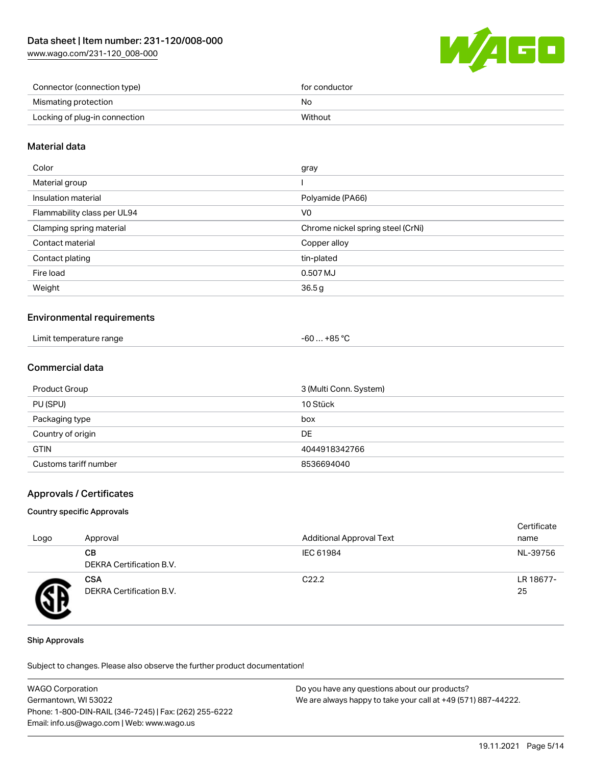| Connector (connection type) | for conductor |
| --- | --- |
| Mismating protection | No |
| Locking of plug-in connection | Without |

## Material data

| Color | gray |
| --- | --- |
| Material group | I |
| Insulation material | Polyamide (PA66) |
| Flammability class per UL94 | V0 |
| Clamping spring material | Chrome nickel spring steel (CrNi) |
| Contact material | Copper alloy |
| Contact plating | tin-plated |
| Fire load | 0.507 MJ |
| Weight | 36.5 g |

## Environmental requirements

| Limit temperature range | -60 … +85 °C |
| --- | --- |

## Commercial data

| Product Group | 3 (Multi Conn. System) |
| --- | --- |
| PU (SPU) | 10 Stück |
| Packaging type | box |
| Country of origin | DE |
| GTIN | 4044918342766 |
| Customs tariff number | 8536694040 |

## Approvals / Certificates

### Country specific Approvals

| Logo | Approval | Additional Approval Text | Certificate name |
| --- | --- | --- | --- |
| | **CB** DEKRA Certification B.V. | IEC 61984 | NL-39756 |
| | **CSA** DEKRA Certification B.V. | C22.2 | LR 18677-25 |

### Ship Approvals

Subject to changes. Please also observe the further product documentation!

WAGO Corporation
Germantown, WI 53022
Phone: 1-800-DIN-RAIL (346-7245) | Fax: (262) 255-6222
Email: info.us@wago.com | Web: www.wago.us

Do you have any questions about our products?
We are always happy to take your call at +49 (571) 887-44222.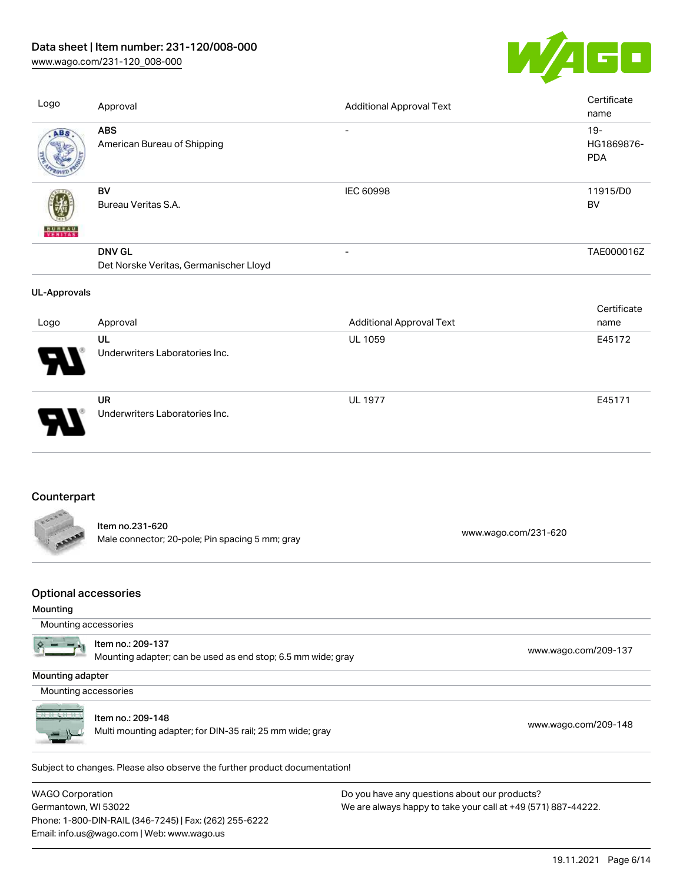| Logo | Approval | Additional Approval Text | Certificate name |
|---|---|---|---|
| | **ABS**<br>American Bureau of Shipping | - | 19-HG1869876-PDA |
| | **BV**<br>Bureau Veritas S.A. | IEC 60998 | 11915/D0 BV |
| | **DNV GL**<br>Det Norske Veritas, Germanischer Lloyd | - | TAE000016Z |

**UL-Approvals**

| Logo | Approval | Additional Approval Text | Certificate name |
|---|---|---|---|
| | **UL**<br>Underwriters Laboratories Inc. | UL 1059 | E45172 |
| | **UR**<br>Underwriters Laboratories Inc. | UL 1977 | E45171 |

## Counterpart

| | | |
|---|---|---|
| | **Item no.231-620**<br>Male connector; 20-pole; Pin spacing 5 mm; gray | www.wago.com/231-620 |

## Optional accessories

**Mounting**

Mounting accessories

| | | |
|---|---|---|
| | **Item no.: 209-137**<br>Mounting adapter; can be used as end stop; 6.5 mm wide; gray | www.wago.com/209-137 |

**Mounting adapter**

Mounting accessories

| | | |
|---|---|---|
| | **Item no.: 209-148**<br>Multi mounting adapter; for DIN-35 rail; 25 mm wide; gray | www.wago.com/209-148 |

Subject to changes. Please also observe the further product documentation!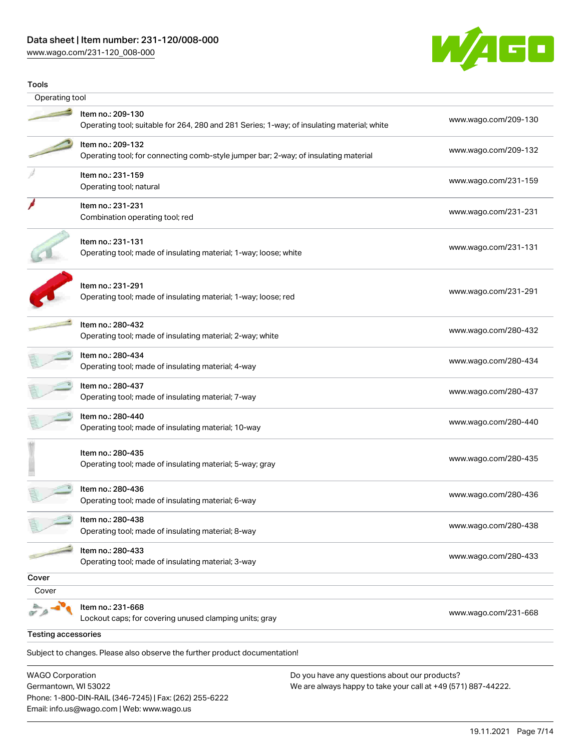## Tools

### Operating tool

| | | |
|---|---|---|
| Item no.: 209-130<br>Operating tool; suitable for 264, 280 and 281 Series; 1-way; of insulating material; white | www.wago.com/209-130 |
| Item no.: 209-132<br>Operating tool; for connecting comb-style jumper bar; 2-way; of insulating material | www.wago.com/209-132 |
| Item no.: 231-159<br>Operating tool; natural | www.wago.com/231-159 |
| Item no.: 231-231<br>Combination operating tool; red | www.wago.com/231-231 |
| Item no.: 231-131<br>Operating tool; made of insulating material; 1-way; loose; white | www.wago.com/231-131 |
| Item no.: 231-291<br>Operating tool; made of insulating material; 1-way; loose; red | www.wago.com/231-291 |
| Item no.: 280-432<br>Operating tool; made of insulating material; 2-way; white | www.wago.com/280-432 |
| Item no.: 280-434<br>Operating tool; made of insulating material; 4-way | www.wago.com/280-434 |
| Item no.: 280-437<br>Operating tool; made of insulating material; 7-way | www.wago.com/280-437 |
| Item no.: 280-440<br>Operating tool; made of insulating material; 10-way | www.wago.com/280-440 |
| Item no.: 280-435<br>Operating tool; made of insulating material; 5-way; gray | www.wago.com/280-435 |
| Item no.: 280-436<br>Operating tool; made of insulating material; 6-way | www.wago.com/280-436 |
| Item no.: 280-438<br>Operating tool; made of insulating material; 8-way | www.wago.com/280-438 |
| Item no.: 280-433<br>Operating tool; made of insulating material; 3-way | www.wago.com/280-433 |

## Cover

### Cover

| | |
|---|---|
| Item no.: 231-668<br>Lockout caps; for covering unused clamping units; gray | www.wago.com/231-668 |

## Testing accessories

Subject to changes. Please also observe the further product documentation!

WAGO Corporation
Germantown, WI 53022
Phone: 1-800-DIN-RAIL (346-7245) | Fax: (262) 255-6222
Email: info.us@wago.com | Web: www.wago.us

Do you have any questions about our products?
We are always happy to take your call at +49 (571) 887-44222.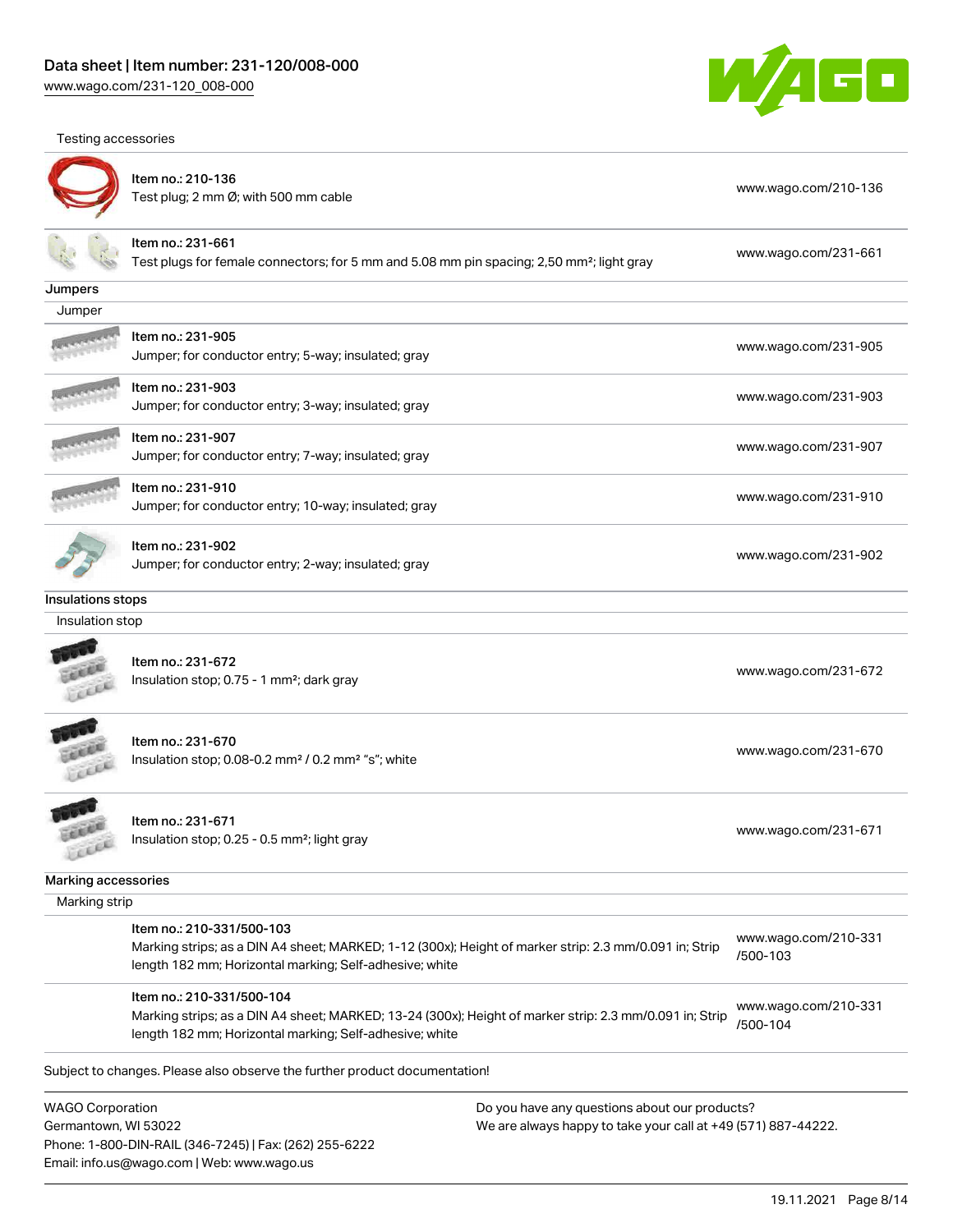Testing accessories

| | |
|---|---|
| Item no.: 210-136<br>Test plug; 2 mm Ø; with 500 mm cable | www.wago.com/210-136 |
| Item no.: 231-661<br>Test plugs for female connectors; for 5 mm and 5.08 mm pin spacing; 2,50 mm²; light gray | www.wago.com/231-661 |

## Jumpers

Jumper

| | |
|---|---|
| Item no.: 231-905<br>Jumper; for conductor entry; 5-way; insulated; gray | www.wago.com/231-905 |
| Item no.: 231-903<br>Jumper; for conductor entry; 3-way; insulated; gray | www.wago.com/231-903 |
| Item no.: 231-907<br>Jumper; for conductor entry; 7-way; insulated; gray | www.wago.com/231-907 |
| Item no.: 231-910<br>Jumper; for conductor entry; 10-way; insulated; gray | www.wago.com/231-910 |
| Item no.: 231-902<br>Jumper; for conductor entry; 2-way; insulated; gray | www.wago.com/231-902 |

## Insulations stops

Insulation stop

| | |
|---|---|
| Item no.: 231-672<br>Insulation stop; 0.75 - 1 mm²; dark gray | www.wago.com/231-672 |
| Item no.: 231-670<br>Insulation stop; 0.08-0.2 mm² / 0.2 mm² "s"; white | www.wago.com/231-670 |
| Item no.: 231-671<br>Insulation stop; 0.25 - 0.5 mm²; light gray | www.wago.com/231-671 |

## Marking accessories

Marking strip

| | |
|---|---|
| Item no.: 210-331/500-103<br>Marking strips; as a DIN A4 sheet; MARKED; 1-12 (300x); Height of marker strip: 2.3 mm/0.091 in; Strip length 182 mm; Horizontal marking; Self-adhesive; white | www.wago.com/210-331/500-103 |
| Item no.: 210-331/500-104<br>Marking strips; as a DIN A4 sheet; MARKED; 13-24 (300x); Height of marker strip: 2.3 mm/0.091 in; Strip length 182 mm; Horizontal marking; Self-adhesive; white | www.wago.com/210-331/500-104 |

Subject to changes. Please also observe the further product documentation!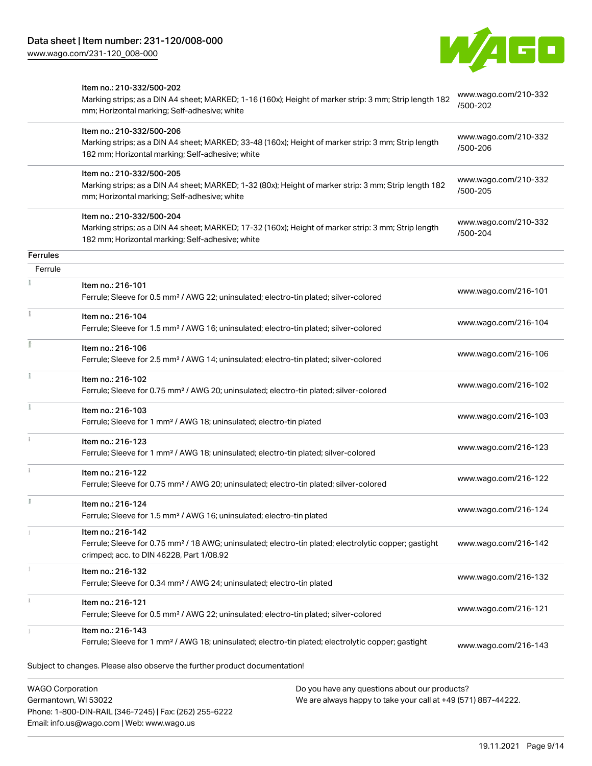| | Item no. | URL |
|---|---|---|
| | Item no.: 210-332/500-202<br>Marking strips; as a DIN A4 sheet; MARKED; 1-16 (160x); Height of marker strip: 3 mm; Strip length 182 mm; Horizontal marking; Self-adhesive; white | www.wago.com/210-332/500-202 |
| | Item no.: 210-332/500-206<br>Marking strips; as a DIN A4 sheet; MARKED; 33-48 (160x); Height of marker strip: 3 mm; Strip length 182 mm; Horizontal marking; Self-adhesive; white | www.wago.com/210-332/500-206 |
| | Item no.: 210-332/500-205<br>Marking strips; as a DIN A4 sheet; MARKED; 1-32 (80x); Height of marker strip: 3 mm; Strip length 182 mm; Horizontal marking; Self-adhesive; white | www.wago.com/210-332/500-205 |
| | Item no.: 210-332/500-204<br>Marking strips; as a DIN A4 sheet; MARKED; 17-32 (160x); Height of marker strip: 3 mm; Strip length 182 mm; Horizontal marking; Self-adhesive; white | www.wago.com/210-332/500-204 |

**Ferrules**

Ferrule

| | Item no. | URL |
|---|---|---|
| | Item no.: 216-101<br>Ferrule; Sleeve for 0.5 mm² / AWG 22; uninsulated; electro-tin plated; silver-colored | www.wago.com/216-101 |
| | Item no.: 216-104<br>Ferrule; Sleeve for 1.5 mm² / AWG 16; uninsulated; electro-tin plated; silver-colored | www.wago.com/216-104 |
| | Item no.: 216-106<br>Ferrule; Sleeve for 2.5 mm² / AWG 14; uninsulated; electro-tin plated; silver-colored | www.wago.com/216-106 |
| | Item no.: 216-102<br>Ferrule; Sleeve for 0.75 mm² / AWG 20; uninsulated; electro-tin plated; silver-colored | www.wago.com/216-102 |
| | Item no.: 216-103<br>Ferrule; Sleeve for 1 mm² / AWG 18; uninsulated; electro-tin plated | www.wago.com/216-103 |
| | Item no.: 216-123<br>Ferrule; Sleeve for 1 mm² / AWG 18; uninsulated; electro-tin plated; silver-colored | www.wago.com/216-123 |
| | Item no.: 216-122<br>Ferrule; Sleeve for 0.75 mm² / AWG 20; uninsulated; electro-tin plated; silver-colored | www.wago.com/216-122 |
| | Item no.: 216-124<br>Ferrule; Sleeve for 1.5 mm² / AWG 16; uninsulated; electro-tin plated | www.wago.com/216-124 |
| | Item no.: 216-142<br>Ferrule; Sleeve for 0.75 mm² / 18 AWG; uninsulated; electro-tin plated; electrolytic copper; gastight crimped; acc. to DIN 46228, Part 1/08.92 | www.wago.com/216-142 |
| | Item no.: 216-132<br>Ferrule; Sleeve for 0.34 mm² / AWG 24; uninsulated; electro-tin plated | www.wago.com/216-132 |
| | Item no.: 216-121<br>Ferrule; Sleeve for 0.5 mm² / AWG 22; uninsulated; electro-tin plated; silver-colored | www.wago.com/216-121 |
| | Item no.: 216-143<br>Ferrule; Sleeve for 1 mm² / AWG 18; uninsulated; electro-tin plated; electrolytic copper; gastight | www.wago.com/216-143 |

Subject to changes. Please also observe the further product documentation!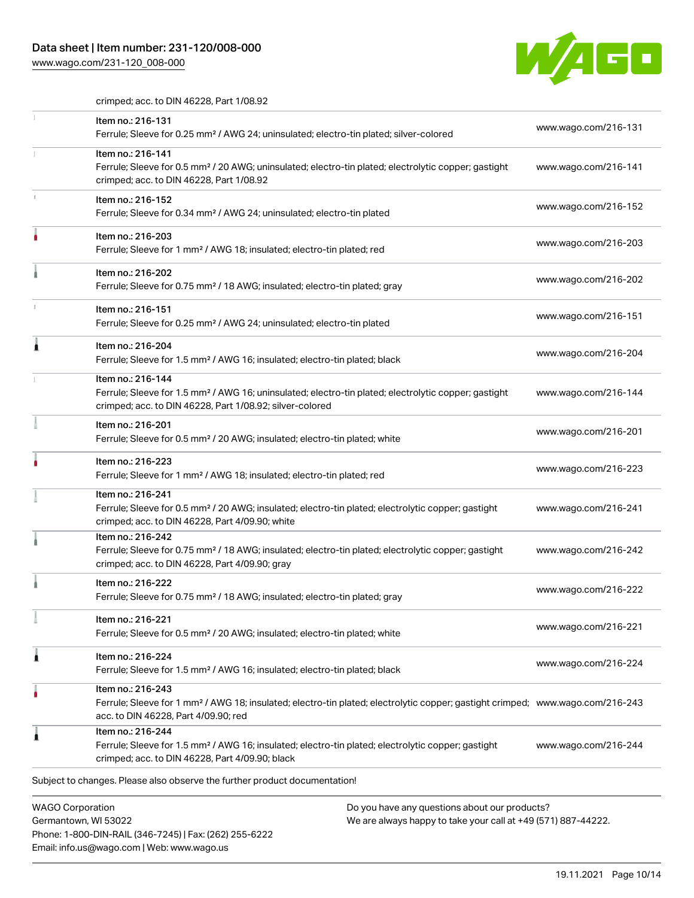crimped; acc. to DIN 46228, Part 1/08.92

| | Item | Link |
|---|---|---|
| | Item no.: 216-131<br>Ferrule; Sleeve for 0.25 mm² / AWG 24; uninsulated; electro-tin plated; silver-colored | www.wago.com/216-131 |
| | Item no.: 216-141<br>Ferrule; Sleeve for 0.5 mm² / 20 AWG; uninsulated; electro-tin plated; electrolytic copper; gastight crimped; acc. to DIN 46228, Part 1/08.92 | www.wago.com/216-141 |
| | Item no.: 216-152<br>Ferrule; Sleeve for 0.34 mm² / AWG 24; uninsulated; electro-tin plated | www.wago.com/216-152 |
| | Item no.: 216-203<br>Ferrule; Sleeve for 1 mm² / AWG 18; insulated; electro-tin plated; red | www.wago.com/216-203 |
| | Item no.: 216-202<br>Ferrule; Sleeve for 0.75 mm² / 18 AWG; insulated; electro-tin plated; gray | www.wago.com/216-202 |
| | Item no.: 216-151<br>Ferrule; Sleeve for 0.25 mm² / AWG 24; uninsulated; electro-tin plated | www.wago.com/216-151 |
| | Item no.: 216-204<br>Ferrule; Sleeve for 1.5 mm² / AWG 16; insulated; electro-tin plated; black | www.wago.com/216-204 |
| | Item no.: 216-144<br>Ferrule; Sleeve for 1.5 mm² / AWG 16; uninsulated; electro-tin plated; electrolytic copper; gastight crimped; acc. to DIN 46228, Part 1/08.92; silver-colored | www.wago.com/216-144 |
| | Item no.: 216-201<br>Ferrule; Sleeve for 0.5 mm² / 20 AWG; insulated; electro-tin plated; white | www.wago.com/216-201 |
| | Item no.: 216-223<br>Ferrule; Sleeve for 1 mm² / AWG 18; insulated; electro-tin plated; red | www.wago.com/216-223 |
| | Item no.: 216-241<br>Ferrule; Sleeve for 0.5 mm² / 20 AWG; insulated; electro-tin plated; electrolytic copper; gastight crimped; acc. to DIN 46228, Part 4/09.90; white | www.wago.com/216-241 |
| | Item no.: 216-242<br>Ferrule; Sleeve for 0.75 mm² / 18 AWG; insulated; electro-tin plated; electrolytic copper; gastight crimped; acc. to DIN 46228, Part 4/09.90; gray | www.wago.com/216-242 |
| | Item no.: 216-222<br>Ferrule; Sleeve for 0.75 mm² / 18 AWG; insulated; electro-tin plated; gray | www.wago.com/216-222 |
| | Item no.: 216-221<br>Ferrule; Sleeve for 0.5 mm² / 20 AWG; insulated; electro-tin plated; white | www.wago.com/216-221 |
| | Item no.: 216-224<br>Ferrule; Sleeve for 1.5 mm² / AWG 16; insulated; electro-tin plated; black | www.wago.com/216-224 |
| | Item no.: 216-243<br>Ferrule; Sleeve for 1 mm² / AWG 18; insulated; electro-tin plated; electrolytic copper; gastight crimped; acc. to DIN 46228, Part 4/09.90; red | www.wago.com/216-243 |
| | Item no.: 216-244<br>Ferrule; Sleeve for 1.5 mm² / AWG 16; insulated; electro-tin plated; electrolytic copper; gastight crimped; acc. to DIN 46228, Part 4/09.90; black | www.wago.com/216-244 |

Subject to changes. Please also observe the further product documentation!

WAGO Corporation
Germantown, WI 53022
Phone: 1-800-DIN-RAIL (346-7245) | Fax: (262) 255-6222
Email: info.us@wago.com | Web: www.wago.us

Do you have any questions about our products?
We are always happy to take your call at +49 (571) 887-44222.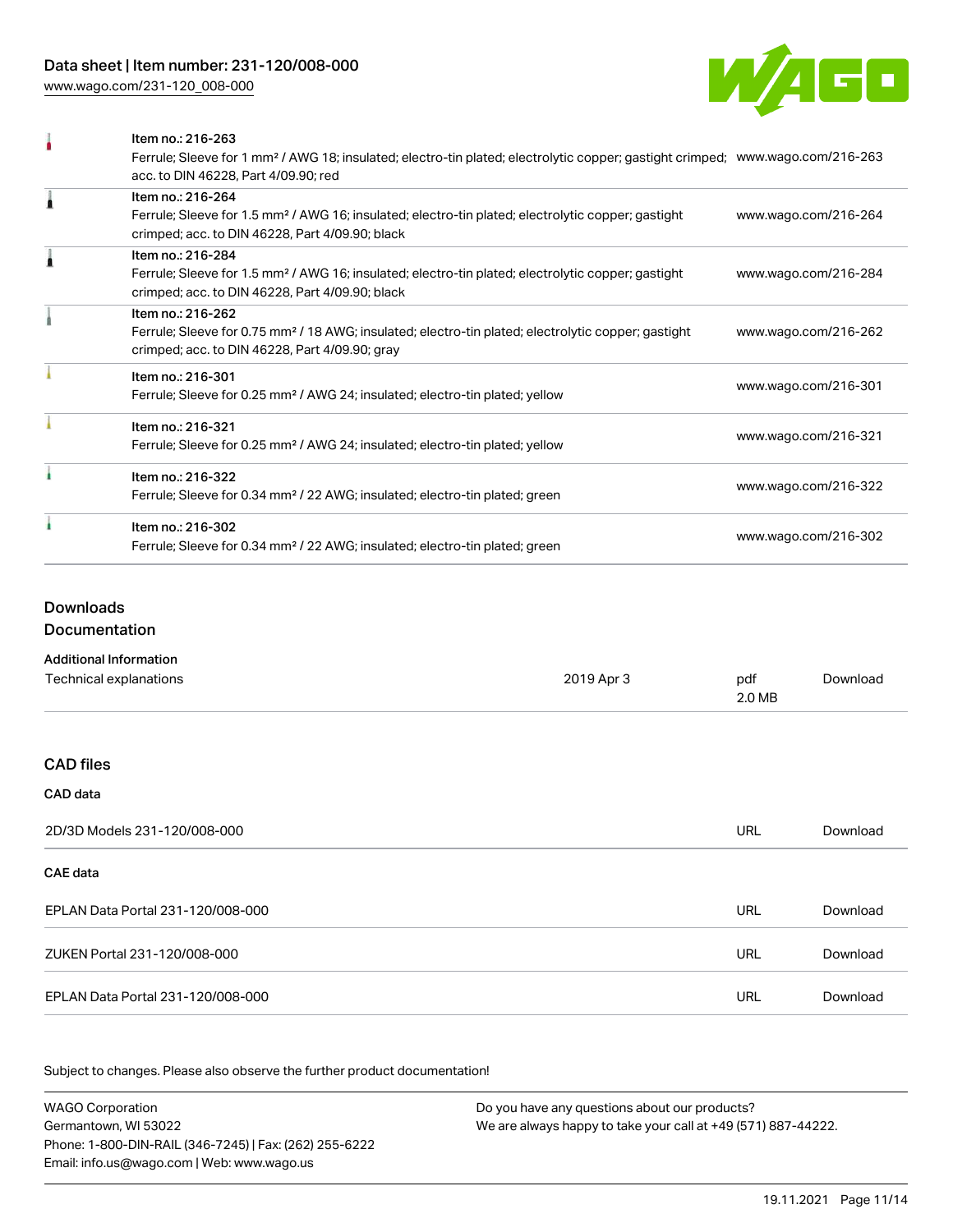| | Item | URL |
|---|---|---|
| | Item no.: 216-263<br>Ferrule; Sleeve for 1 mm² / AWG 18; insulated; electro-tin plated; electrolytic copper; gastight crimped; acc. to DIN 46228, Part 4/09.90; red | www.wago.com/216-263 |
| | Item no.: 216-264<br>Ferrule; Sleeve for 1.5 mm² / AWG 16; insulated; electro-tin plated; electrolytic copper; gastight crimped; acc. to DIN 46228, Part 4/09.90; black | www.wago.com/216-264 |
| | Item no.: 216-284<br>Ferrule; Sleeve for 1.5 mm² / AWG 16; insulated; electro-tin plated; electrolytic copper; gastight crimped; acc. to DIN 46228, Part 4/09.90; black | www.wago.com/216-284 |
| | Item no.: 216-262<br>Ferrule; Sleeve for 0.75 mm² / 18 AWG; insulated; electro-tin plated; electrolytic copper; gastight crimped; acc. to DIN 46228, Part 4/09.90; gray | www.wago.com/216-262 |
| | Item no.: 216-301<br>Ferrule; Sleeve for 0.25 mm² / AWG 24; insulated; electro-tin plated; yellow | www.wago.com/216-301 |
| | Item no.: 216-321<br>Ferrule; Sleeve for 0.25 mm² / AWG 24; insulated; electro-tin plated; yellow | www.wago.com/216-321 |
| | Item no.: 216-322<br>Ferrule; Sleeve for 0.34 mm² / 22 AWG; insulated; electro-tin plated; green | www.wago.com/216-322 |
| | Item no.: 216-302<br>Ferrule; Sleeve for 0.34 mm² / 22 AWG; insulated; electro-tin plated; green | www.wago.com/216-302 |

## Downloads

### Documentation

**Additional Information**

| | | | |
|---|---|---|---|
| Technical explanations | 2019 Apr 3 | pdf<br>2.0 MB | Download |

### CAD files

**CAD data**

| | | |
|---|---|---|
| 2D/3D Models 231-120/008-000 | URL | Download |

**CAE data**

| | | |
|---|---|---|
| EPLAN Data Portal 231-120/008-000 | URL | Download |
| ZUKEN Portal 231-120/008-000 | URL | Download |
| EPLAN Data Portal 231-120/008-000 | URL | Download |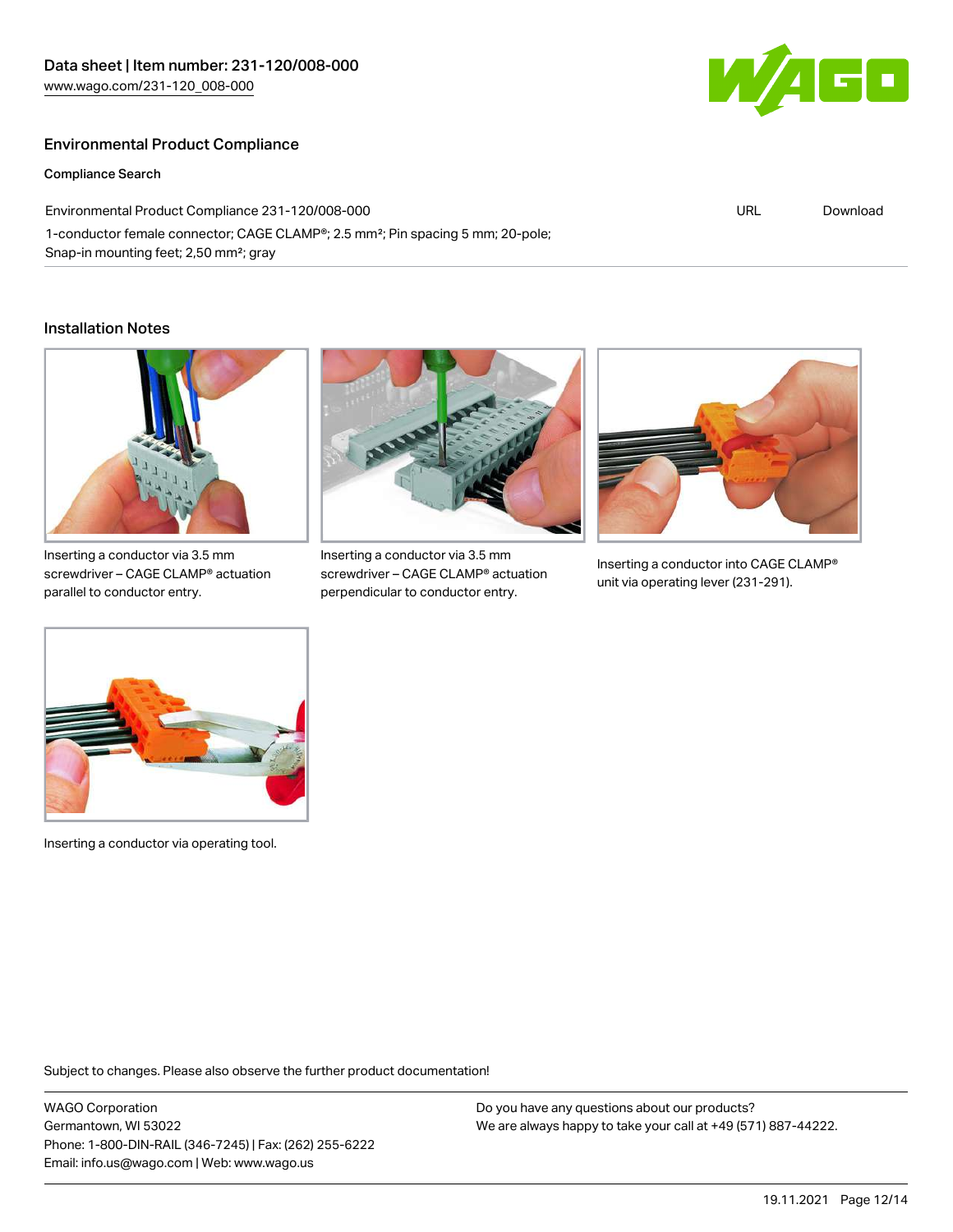## Environmental Product Compliance

### Compliance Search

| Environmental Product Compliance 231-120/008-000 | URL | Download |
| --- | --- | --- |
| 1-conductor female connector; CAGE CLAMP®; 2.5 mm²; Pin spacing 5 mm; 20-pole; Snap-in mounting feet; 2,50 mm²; gray | | |

## Installation Notes

Inserting a conductor via 3.5 mm screwdriver – CAGE CLAMP® actuation parallel to conductor entry.

Inserting a conductor via 3.5 mm screwdriver – CAGE CLAMP® actuation perpendicular to conductor entry.

Inserting a conductor into CAGE CLAMP® unit via operating lever (231-291).

Inserting a conductor via operating tool.

Subject to changes. Please also observe the further product documentation!

WAGO Corporation
Germantown, WI 53022
Phone: 1-800-DIN-RAIL (346-7245) | Fax: (262) 255-6222
Email: info.us@wago.com | Web: www.wago.us

Do you have any questions about our products?
We are always happy to take your call at +49 (571) 887-44222.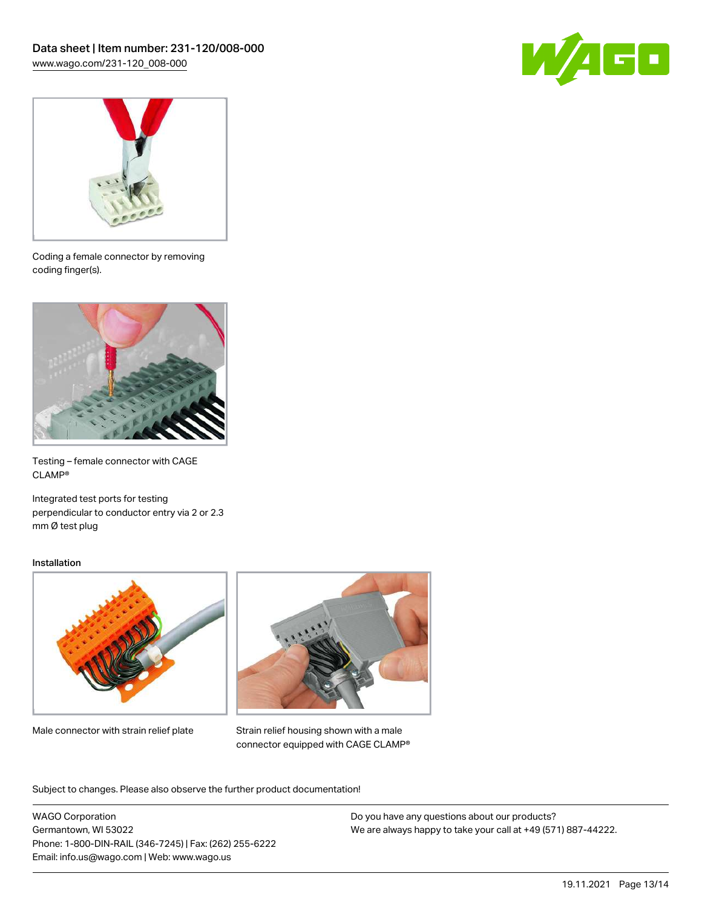Coding a female connector by removing coding finger(s).

Testing – female connector with CAGE CLAMP®

Integrated test ports for testing perpendicular to conductor entry via 2 or 2.3 mm Ø test plug

## Installation

Male connector with strain relief plate

Strain relief housing shown with a male connector equipped with CAGE CLAMP®

Subject to changes. Please also observe the further product documentation!

WAGO Corporation
Germantown, WI 53022
Phone: 1-800-DIN-RAIL (346-7245) | Fax: (262) 255-6222
Email: info.us@wago.com | Web: www.wago.us

Do you have any questions about our products?
We are always happy to take your call at +49 (571) 887-44222.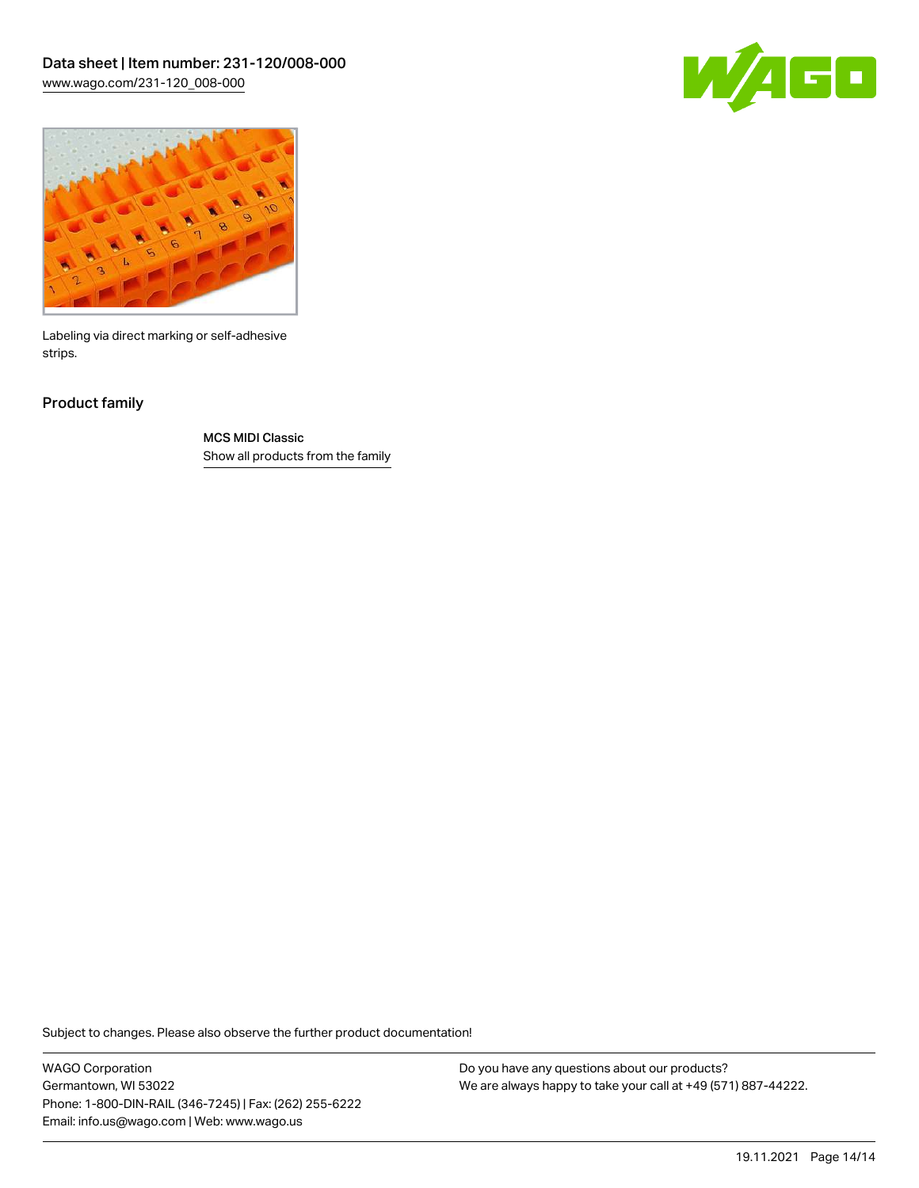Labeling via direct marking or self-adhesive strips.

## Product family

**MCS MIDI Classic**

Show all products from the family

Subject to changes. Please also observe the further product documentation!

WAGO Corporation
Germantown, WI 53022
Phone: 1-800-DIN-RAIL (346-7245) | Fax: (262) 255-6222
Email: info.us@wago.com | Web: www.wago.us

Do you have any questions about our products?
We are always happy to take your call at +49 (571) 887-44222.